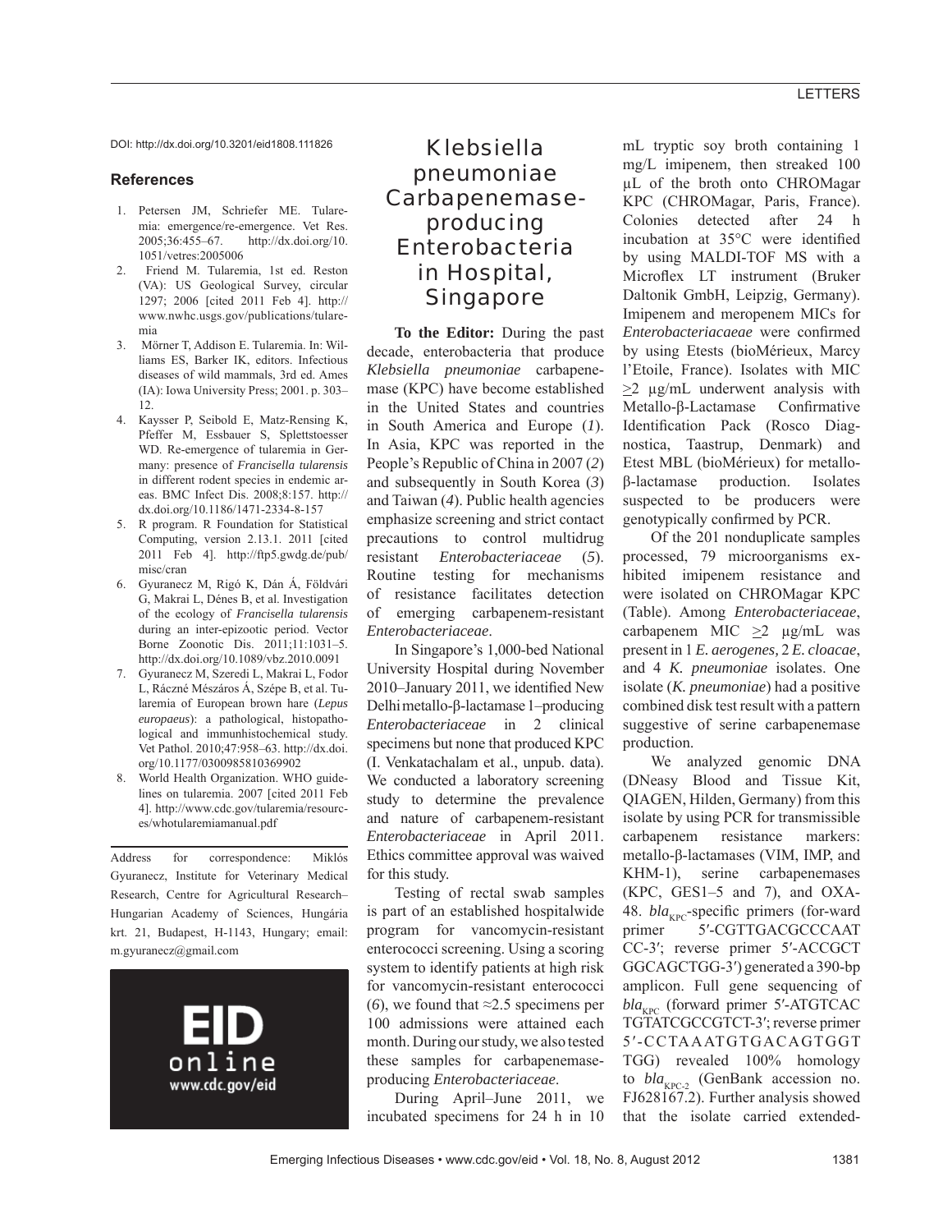DOI: http://dx.doi.org/10.3201/eid1808.111826

## References

1. Petersen JM, Schriefer ME. Tularemia: emergence/re-emergence. Vet Res. 2005;36:455–67. http://dx.doi.org/10.1051/vetres:2005006
2. Friend M. Tularemia, 1st ed. Reston (VA): US Geological Survey, circular 1297; 2006 [cited 2011 Feb 4]. http://www.nwhc.usgs.gov/publications/tularemia
3. Mörner T, Addison E. Tularemia. In: Williams ES, Barker IK, editors. Infectious diseases of wild mammals, 3rd ed. Ames (IA): Iowa University Press; 2001. p. 303–12.
4. Kaysser P, Seibold E, Matz-Rensing K, Pfeffer M, Essbauer S, Splettstoesser WD. Re-emergence of tularemia in Germany: presence of *Francisella tularensis* in different rodent species in endemic areas. BMC Infect Dis. 2008;8:157. http://dx.doi.org/10.1186/1471-2334-8-157
5. R program. R Foundation for Statistical Computing, version 2.13.1. 2011 [cited 2011 Feb 4]. http://ftp5.gwdg.de/pub/misc/cran
6. Gyuranecz M, Rigó K, Dán Á, Földvári G, Makrai L, Dénes B, et al. Investigation of the ecology of *Francisella tularensis* during an inter-epizootic period. Vector Borne Zoonotic Dis. 2011;11:1031–5. http://dx.doi.org/10.1089/vbz.2010.0091
7. Gyuranecz M, Szeredi L, Makrai L, Fodor L, Ráczné Mészáros Á, Szépe B, et al. Tularemia of European brown hare (*Lepus europaeus*): a pathological, histopathological and immunhistochemical study. Vet Pathol. 2010;47:958–63. http://dx.doi.org/10.1177/0300985810369902
8. World Health Organization. WHO guidelines on tularemia. 2007 [cited 2011 Feb 4]. http://www.cdc.gov/tularemia/resources/whotularemiamanual.pdf

Address for correspondence: Miklós Gyuranecz, Institute for Veterinary Medical Research, Centre for Agricultural Research–Hungarian Academy of Sciences, Hungária krt. 21, Budapest, H-1143, Hungary; email: m.gyuranecz@gmail.com

# Klebsiella pneumoniae Carbapenemase-producing Enterobacteria in Hospital, Singapore

**To the Editor:** During the past decade, enterobacteria that produce *Klebsiella pneumoniae* carbapenemase (KPC) have become established in the United States and countries in South America and Europe (*1*). In Asia, KPC was reported in the People's Republic of China in 2007 (*2*) and subsequently in South Korea (*3*) and Taiwan (*4*). Public health agencies emphasize screening and strict contact precautions to control multidrug resistant *Enterobacteriaceae* (*5*). Routine testing for mechanisms of resistance facilitates detection of emerging carbapenem-resistant *Enterobacteriaceae*.

In Singapore's 1,000-bed National University Hospital during November 2010–January 2011, we identified New Delhi metallo-β-lactamase 1–producing *Enterobacteriaceae* in 2 clinical specimens but none that produced KPC (I. Venkatachalam et al., unpub. data). We conducted a laboratory screening study to determine the prevalence and nature of carbapenem-resistant *Enterobacteriaceae* in April 2011. Ethics committee approval was waived for this study.

Testing of rectal swab samples is part of an established hospitalwide program for vancomycin-resistant enterococci screening. Using a scoring system to identify patients at high risk for vancomycin-resistant enterococci (*6*), we found that ≈2.5 specimens per 100 admissions were attained each month. During our study, we also tested these samples for carbapenemase-producing *Enterobacteriaceae*.

During April–June 2011, we incubated specimens for 24 h in 10 mL tryptic soy broth containing 1 mg/L imipenem, then streaked 100 µL of the broth onto CHROMagar KPC (CHROMagar, Paris, France). Colonies detected after 24 h incubation at 35°C were identified by using MALDI-TOF MS with a Microflex LT instrument (Bruker Daltonik GmbH, Leipzig, Germany). Imipenem and meropenem MICs for *Enterobacteriaceae* were confirmed by using Etests (bioMérieux, Marcy l'Etoile, France). Isolates with MIC ≥2 µg/mL underwent analysis with Metallo-β-Lactamase Confirmative Identification Pack (Rosco Diagnostica, Taastrup, Denmark) and Etest MBL (bioMérieux) for metallo-β-lactamase production. Isolates suspected to be producers were genotypically confirmed by PCR.

Of the 201 nonduplicate samples processed, 79 microorganisms exhibited imipenem resistance and were isolated on CHROMagar KPC (Table). Among *Enterobacteriaceae*, carbapenem MIC ≥2 µg/mL was present in 1 *E. aerogenes,* 2 *E. cloacae*, and 4 *K. pneumoniae* isolates. One isolate (*K. pneumoniae*) had a positive combined disk test result with a pattern suggestive of serine carbapenemase production.

We analyzed genomic DNA (DNeasy Blood and Tissue Kit, QIAGEN, Hilden, Germany) from this isolate by using PCR for transmissible carbapenem resistance markers: metallo-β-lactamases (VIM, IMP, and KHM-1), serine carbapenemases (KPC, GES1–5 and 7), and OXA-48. $bla_{KPC}$-specific primers (for-ward primer 5′-CGTTGACGCCCAATCC-3′; reverse primer 5′-ACCGCTGGCAGCTGG-3′) generated a 390-bp amplicon. Full gene sequencing of $bla_{KPC}$ (forward primer 5′-ATGTCACTGTATCGCCGTCT-3′; reverse primer 5′-CCTAAATGTGACAGTGGTTGG) revealed 100% homology to $bla_{KPC-2}$ (GenBank accession no. FJ628167.2). Further analysis showed that the isolate carried extended-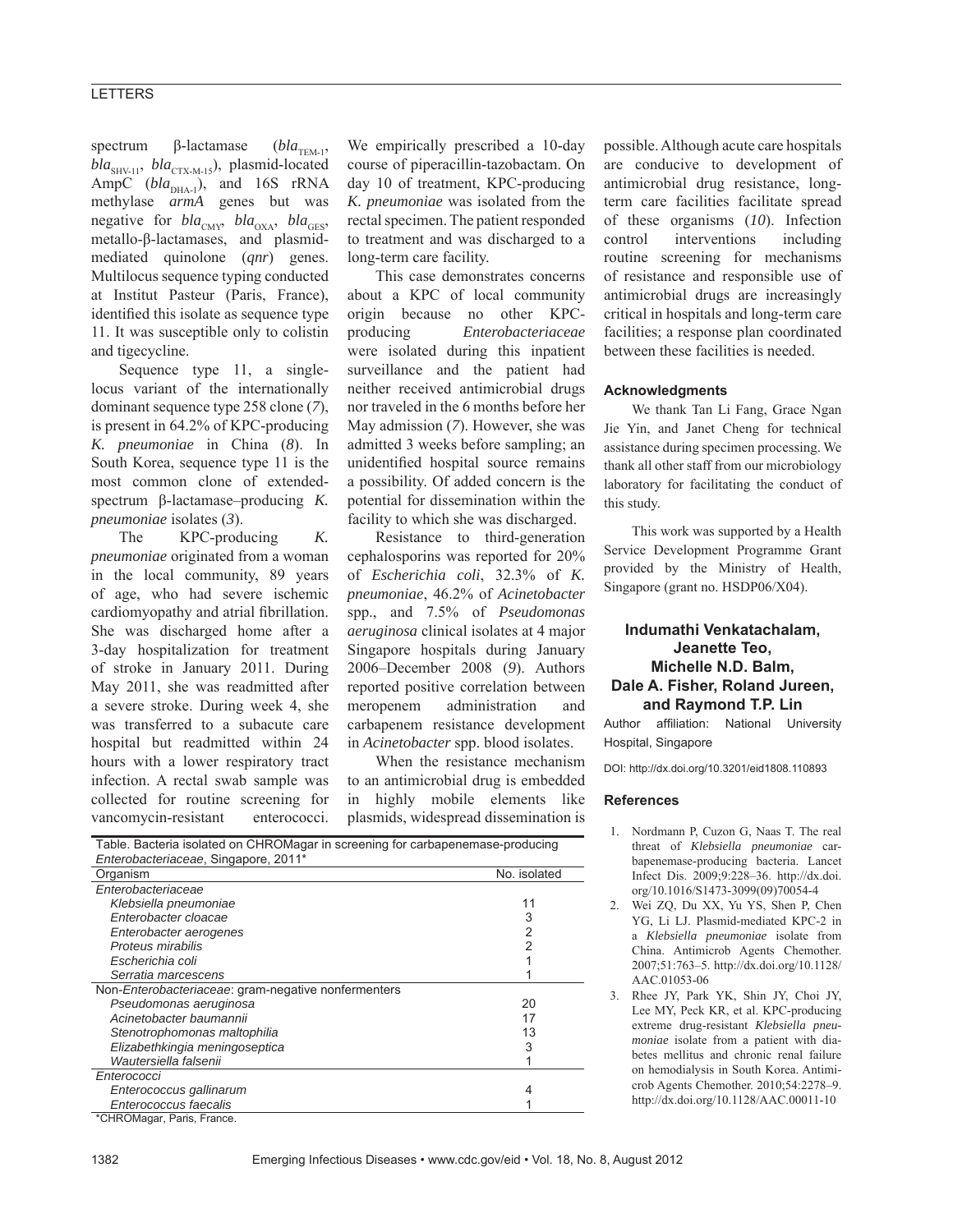spectrum β-lactamase ($bla_{TEM-1}$, $bla_{SHV-11}$, $bla_{CTX-M-15}$), plasmid-located AmpC ($bla_{DHA-1}$), and 16S rRNA methylase *armA* genes but was negative for $bla_{CMY}$, $bla_{OXA}$, $bla_{GES}$, metallo-β-lactamases, and plasmid-mediated quinolone (*qnr*) genes. Multilocus sequence typing conducted at Institut Pasteur (Paris, France), identified this isolate as sequence type 11. It was susceptible only to colistin and tigecycline.

Sequence type 11, a single-locus variant of the internationally dominant sequence type 258 clone (*7*), is present in 64.2% of KPC-producing *K. pneumoniae* in China (*8*). In South Korea, sequence type 11 is the most common clone of extended-spectrum β-lactamase–producing *K. pneumoniae* isolates (*3*).

The KPC-producing *K. pneumoniae* originated from a woman in the local community, 89 years of age, who had severe ischemic cardiomyopathy and atrial fibrillation. She was discharged home after a 3-day hospitalization for treatment of stroke in January 2011. During May 2011, she was readmitted after a severe stroke. During week 4, she was transferred to a subacute care hospital but readmitted within 24 hours with a lower respiratory tract infection. A rectal swab sample was collected for routine screening for vancomycin-resistant enterococci. We empirically prescribed a 10-day course of piperacillin-tazobactam. On day 10 of treatment, KPC-producing *K. pneumoniae* was isolated from the rectal specimen. The patient responded to treatment and was discharged to a long-term care facility.

This case demonstrates concerns about a KPC of local community origin because no other KPC-producing *Enterobacteriaceae* were isolated during this inpatient surveillance and the patient had neither received antimicrobial drugs nor traveled in the 6 months before her May admission (*7*). However, she was admitted 3 weeks before sampling; an unidentified hospital source remains a possibility. Of added concern is the potential for dissemination within the facility to which she was discharged.

Resistance to third-generation cephalosporins was reported for 20% of *Escherichia coli*, 32.3% of *K. pneumoniae*, 46.2% of *Acinetobacter* spp., and 7.5% of *Pseudomonas aeruginosa* clinical isolates at 4 major Singapore hospitals during January 2006–December 2008 (*9*). Authors reported positive correlation between meropenem administration and carbapenem resistance development in *Acinetobacter* spp. blood isolates.

When the resistance mechanism to an antimicrobial drug is embedded in highly mobile elements like plasmids, widespread dissemination is possible. Although acute care hospitals are conducive to development of antimicrobial drug resistance, long-term care facilities facilitate spread of these organisms (*10*). Infection control interventions including routine screening for mechanisms of resistance and responsible use of antimicrobial drugs are increasingly critical in hospitals and long-term care facilities; a response plan coordinated between these facilities is needed.

Table. Bacteria isolated on CHROMagar in screening for carbapenemase-producing *Enterobacteriaceae*, Singapore, 2011*

| Organism | No. isolated |
|---|---|
| *Enterobacteriaceae* | |
| *Klebsiella pneumoniae* | 11 |
| *Enterobacter cloacae* | 3 |
| *Enterobacter aerogenes* | 2 |
| *Proteus mirabilis* | 2 |
| *Escherichia coli* | 1 |
| *Serratia marcescens* | 1 |
| Non-*Enterobacteriaceae*: gram-negative nonfermenters | |
| *Pseudomonas aeruginosa* | 20 |
| *Acinetobacter baumannii* | 17 |
| *Stenotrophomonas maltophilia* | 13 |
| *Elizabethkingia meningoseptica* | 3 |
| *Wautersiella falsenii* | 1 |
| *Enterococci* | |
| *Enterococcus gallinarum* | 4 |
| *Enterococcus faecalis* | 1 |

*CHROMagar, Paris, France.

### Acknowledgments

We thank Tan Li Fang, Grace Ngan Jie Yin, and Janet Cheng for technical assistance during specimen processing. We thank all other staff from our microbiology laboratory for facilitating the conduct of this study.

This work was supported by a Health Service Development Programme Grant provided by the Ministry of Health, Singapore (grant no. HSDP06/X04).

**Indumathi Venkatachalam, Jeanette Teo, Michelle N.D. Balm, Dale A. Fisher, Roland Jureen, and Raymond T.P. Lin**

Author affiliation: National University Hospital, Singapore

DOI: http://dx.doi.org/10.3201/eid1808.110893

### References

1. Nordmann P, Cuzon G, Naas T. The real threat of *Klebsiella pneumoniae* carbapenemase-producing bacteria. Lancet Infect Dis. 2009;9:228–36. http://dx.doi.org/10.1016/S1473-3099(09)70054-4
2. Wei ZQ, Du XX, Yu YS, Shen P, Chen YG, Li LJ. Plasmid-mediated KPC-2 in a *Klebsiella pneumoniae* isolate from China. Antimicrob Agents Chemother. 2007;51:763–5. http://dx.doi.org/10.1128/AAC.01053-06
3. Rhee JY, Park YK, Shin JY, Choi JY, Lee MY, Peck KR, et al. KPC-producing extreme drug-resistant *Klebsiella pneumoniae* isolate from a patient with diabetes mellitus and chronic renal failure on hemodialysis in South Korea. Antimicrob Agents Chemother. 2010;54:2278–9. http://dx.doi.org/10.1128/AAC.00011-10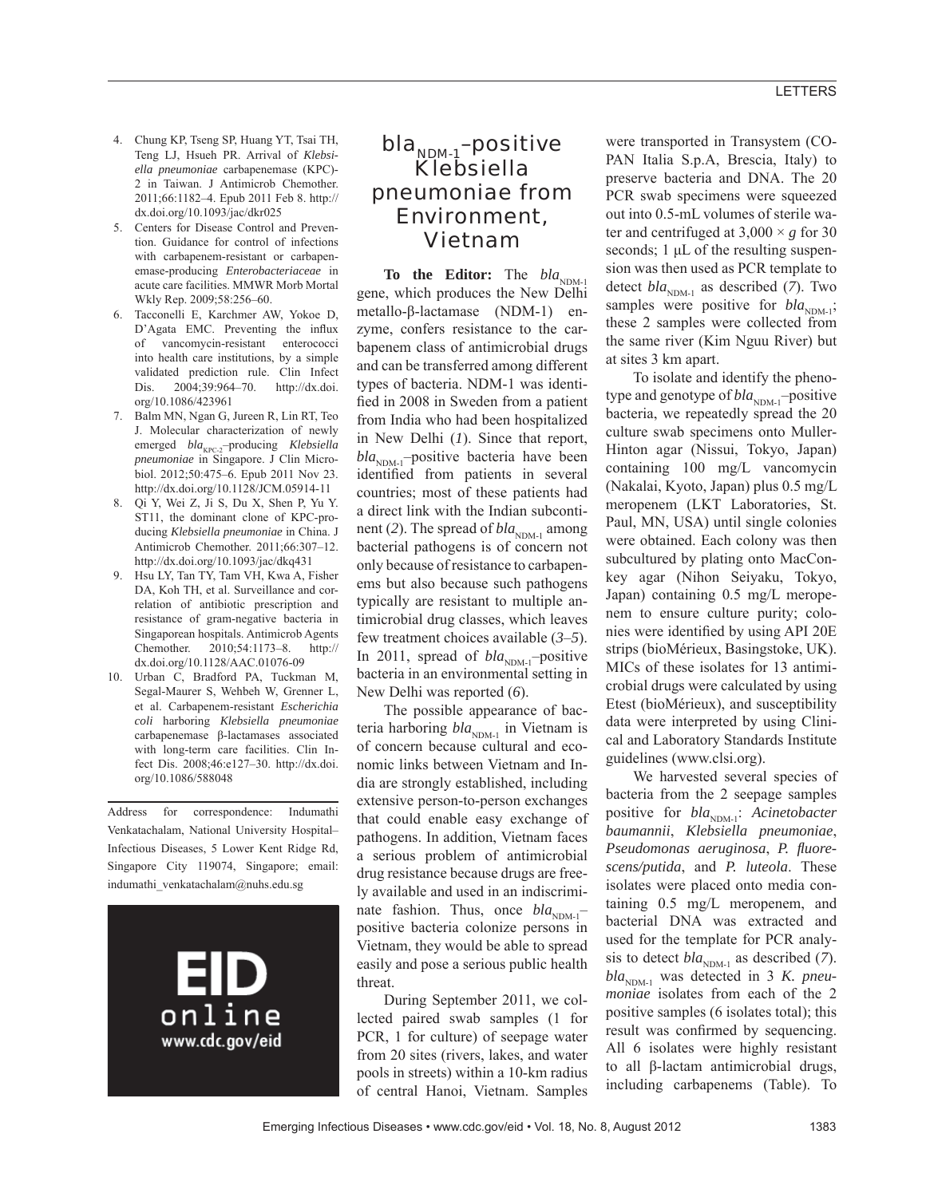4. Chung KP, Tseng SP, Huang YT, Tsai TH, Teng LJ, Hsueh PR. Arrival of *Klebsiella pneumoniae* carbapenemase (KPC)-2 in Taiwan. J Antimicrob Chemother. 2011;66:1182–4. Epub 2011 Feb 8. http://dx.doi.org/10.1093/jac/dkr025
5. Centers for Disease Control and Prevention. Guidance for control of infections with carbapenem-resistant or carbapenemase-producing *Enterobacteriaceae* in acute care facilities. MMWR Morb Mortal Wkly Rep. 2009;58:256–60.
6. Tacconelli E, Karchmer AW, Yokoe D, D'Agata EMC. Preventing the influx of vancomycin-resistant enterococci into health care institutions, by a simple validated prediction rule. Clin Infect Dis. 2004;39:964–70. http://dx.doi.org/10.1086/423961
7. Balm MN, Ngan G, Jureen R, Lin RT, Teo J. Molecular characterization of newly emerged $bla_{KPC-2}$–producing *Klebsiella pneumoniae* in Singapore. J Clin Microbiol. 2012;50:475–6. Epub 2011 Nov 23. http://dx.doi.org/10.1128/JCM.05914-11
8. Qi Y, Wei Z, Ji S, Du X, Shen P, Yu Y. ST11, the dominant clone of KPC-producing *Klebsiella pneumoniae* in China. J Antimicrob Chemother. 2011;66:307–12. http://dx.doi.org/10.1093/jac/dkq431
9. Hsu LY, Tan TY, Tam VH, Kwa A, Fisher DA, Koh TH, et al. Surveillance and correlation of antibiotic prescription and resistance of gram-negative bacteria in Singaporean hospitals. Antimicrob Agents Chemother. 2010;54:1173–8. http://dx.doi.org/10.1128/AAC.01076-09
10. Urban C, Bradford PA, Tuckman M, Segal-Maurer S, Wehbeh W, Grenner L, et al. Carbapenem-resistant *Escherichia coli* harboring *Klebsiella pneumoniae* carbapenemase β-lactamases associated with long-term care facilities. Clin Infect Dis. 2008;46:e127–30. http://dx.doi.org/10.1086/588048

Address for correspondence: Indumathi Venkatachalam, National University Hospital–Infectious Diseases, 5 Lower Kent Ridge Rd, Singapore City 119074, Singapore; email: indumathi_venkatachalam@nuhs.edu.sg

EID online www.cdc.gov/eid

# $bla_{NDM-1}$–positive *Klebsiella pneumoniae* from Environment, Vietnam

**To the Editor:** The $bla_{NDM-1}$ gene, which produces the New Delhi metallo-β-lactamase (NDM-1) enzyme, confers resistance to the carbapenem class of antimicrobial drugs and can be transferred among different types of bacteria. NDM-1 was identified in 2008 in Sweden from a patient from India who had been hospitalized in New Delhi (*1*). Since that report, $bla_{NDM-1}$–positive bacteria have been identified from patients in several countries; most of these patients had a direct link with the Indian subcontinent (*2*). The spread of $bla_{NDM-1}$ among bacterial pathogens is of concern not only because of resistance to carbapenems but also because such pathogens typically are resistant to multiple antimicrobial drug classes, which leaves few treatment choices available (*3*–*5*). In 2011, spread of $bla_{NDM-1}$–positive bacteria in an environmental setting in New Delhi was reported (*6*).

The possible appearance of bacteria harboring $bla_{NDM-1}$ in Vietnam is of concern because cultural and economic links between Vietnam and India are strongly established, including extensive person-to-person exchanges that could enable easy exchange of pathogens. In addition, Vietnam faces a serious problem of antimicrobial drug resistance because drugs are freely available and used in an indiscriminate fashion. Thus, once $bla_{NDM-1}$–positive bacteria colonize persons in Vietnam, they would be able to spread easily and pose a serious public health threat.

During September 2011, we collected paired swab samples (1 for PCR, 1 for culture) of seepage water from 20 sites (rivers, lakes, and water pools in streets) within a 10-km radius of central Hanoi, Vietnam. Samples were transported in Transystem (COPAN Italia S.p.A, Brescia, Italy) to preserve bacteria and DNA. The 20 PCR swab specimens were squeezed out into 0.5-mL volumes of sterile water and centrifuged at 3,000 × *g* for 30 seconds; 1 µL of the resulting suspension was then used as PCR template to detect $bla_{NDM-1}$ as described (*7*). Two samples were positive for $bla_{NDM-1}$; these 2 samples were collected from the same river (Kim Nguu River) but at sites 3 km apart.

To isolate and identify the phenotype and genotype of $bla_{NDM-1}$–positive bacteria, we repeatedly spread the 20 culture swab specimens onto Muller-Hinton agar (Nissui, Tokyo, Japan) containing 100 mg/L vancomycin (Nakalai, Kyoto, Japan) plus 0.5 mg/L meropenem (LKT Laboratories, St. Paul, MN, USA) until single colonies were obtained. Each colony was then subcultured by plating onto MacConkey agar (Nihon Seiyaku, Tokyo, Japan) containing 0.5 mg/L meropenem to ensure culture purity; colonies were identified by using API 20E strips (bioMérieux, Basingstoke, UK). MICs of these isolates for 13 antimicrobial drugs were calculated by using Etest (bioMérieux), and susceptibility data were interpreted by using Clinical and Laboratory Standards Institute guidelines (www.clsi.org).

We harvested several species of bacteria from the 2 seepage samples positive for $bla_{NDM-1}$: *Acinetobacter baumannii*, *Klebsiella pneumoniae*, *Pseudomonas aeruginosa*, *P. fluorescens/putida*, and *P. luteola*. These isolates were placed onto media containing 0.5 mg/L meropenem, and bacterial DNA was extracted and used for the template for PCR analysis to detect $bla_{NDM-1}$ as described (*7*). $bla_{NDM-1}$ was detected in 3 *K. pneumoniae* isolates from each of the 2 positive samples (6 isolates total); this result was confirmed by sequencing. All 6 isolates were highly resistant to all β-lactam antimicrobial drugs, including carbapenems (Table). To